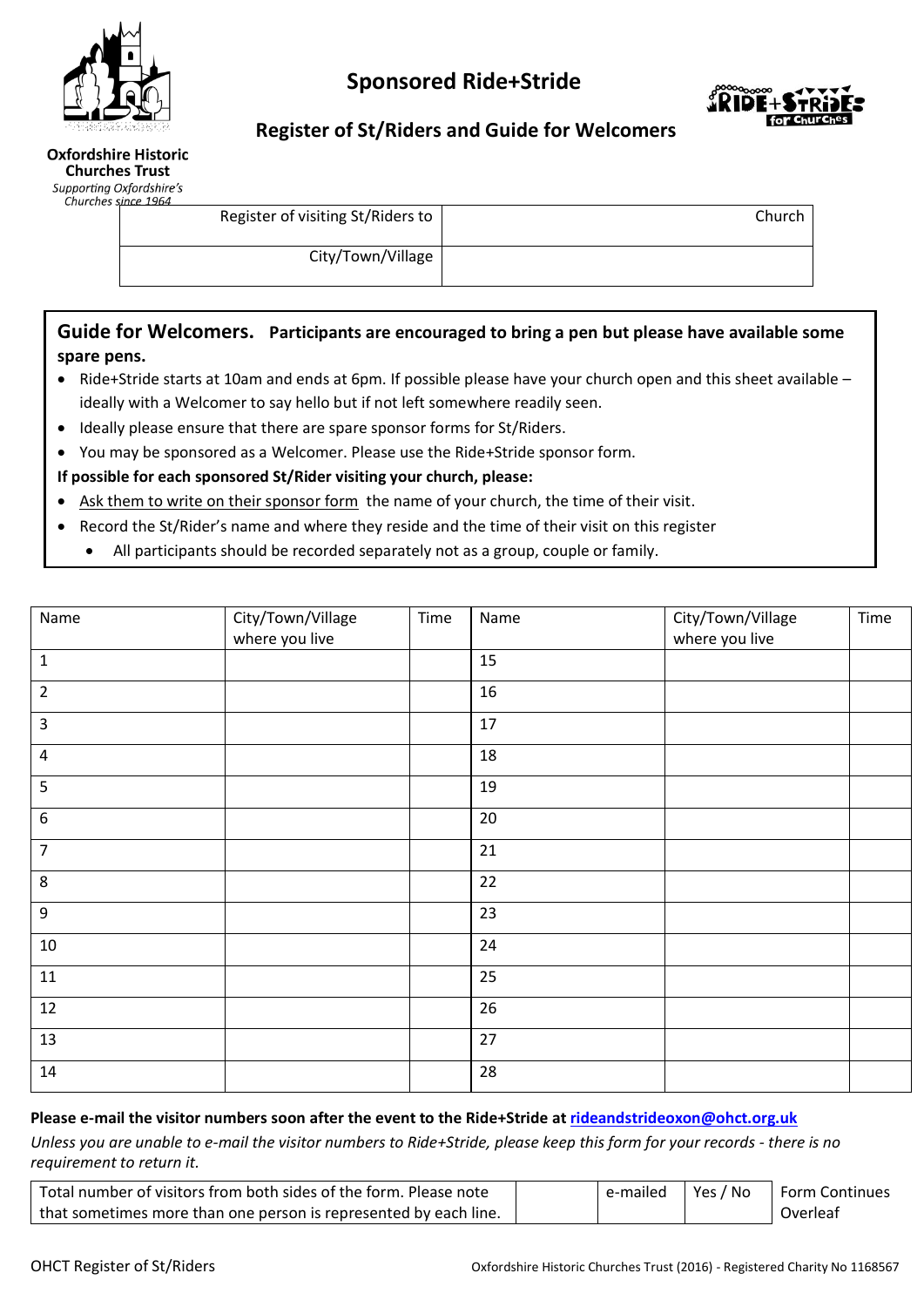# Sponsored Ride+Stride

## Register of St/Riders and Guide for Welcomers

**Oxfordshire Historic Churches Trust**
*Supporting Oxfordshire's Churches since 1964*

| Register of visiting St/Riders to | Church |
|---|---|
| City/Town/Village | |

**Guide for Welcomers.** **Participants are encouraged to bring a pen but please have available some spare pens.**

- Ride+Stride starts at 10am and ends at 6pm. If possible please have your church open and this sheet available – ideally with a Welcomer to say hello but if not left somewhere readily seen.
- Ideally please ensure that there are spare sponsor forms for St/Riders.
- You may be sponsored as a Welcomer. Please use the Ride+Stride sponsor form.

**If possible for each sponsored St/Rider visiting your church, please:**

- <u>Ask them to write on their sponsor form</u> the name of your church, the time of their visit.
- Record the St/Rider's name and where they reside and the time of their visit on this register
  - All participants should be recorded separately not as a group, couple or family.

| Name | City/Town/Village where you live | Time | Name | City/Town/Village where you live | Time |
|---|---|---|---|---|---|
| 1 | | | 15 | | |
| 2 | | | 16 | | |
| 3 | | | 17 | | |
| 4 | | | 18 | | |
| 5 | | | 19 | | |
| 6 | | | 20 | | |
| 7 | | | 21 | | |
| 8 | | | 22 | | |
| 9 | | | 23 | | |
| 10 | | | 24 | | |
| 11 | | | 25 | | |
| 12 | | | 26 | | |
| 13 | | | 27 | | |
| 14 | | | 28 | | |

**Please e-mail the visitor numbers soon after the event to the Ride+Stride at rideandstrideoxon@ohct.org.uk**

*Unless you are unable to e-mail the visitor numbers to Ride+Stride, please keep this form for your records - there is no requirement to return it.*

| Total number of visitors from both sides of the form. Please note that sometimes more than one person is represented by each line. | | e-mailed | Yes / No | Form Continues Overleaf |
|---|---|---|---|---|

OHCT Register of St/Riders

Oxfordshire Historic Churches Trust (2016) - Registered Charity No 1168567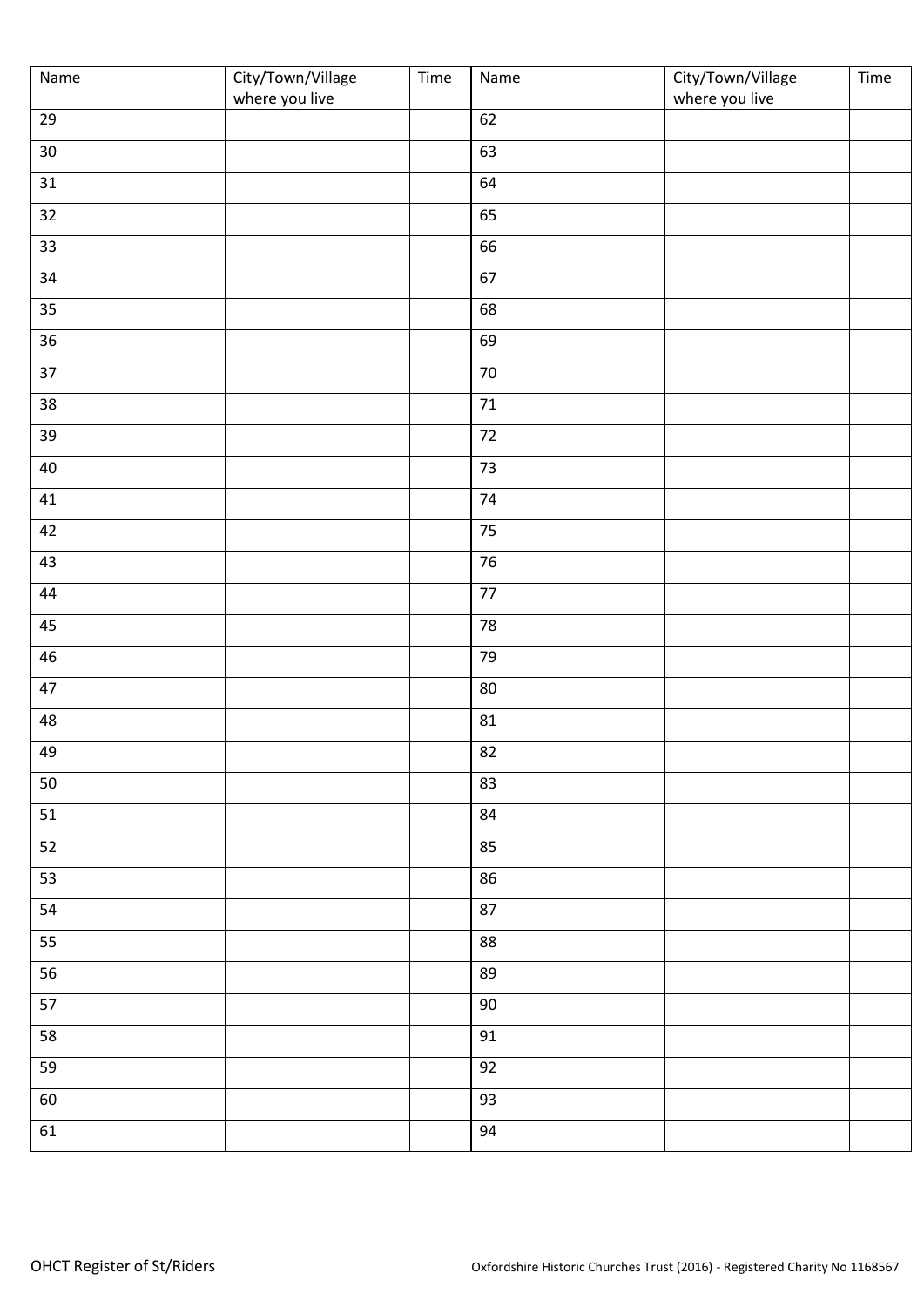| Name | City/Town/Village where you live | Time | Name | City/Town/Village where you live | Time |
|---|---|---|---|---|---|
| 29 | | | 62 | | |
| 30 | | | 63 | | |
| 31 | | | 64 | | |
| 32 | | | 65 | | |
| 33 | | | 66 | | |
| 34 | | | 67 | | |
| 35 | | | 68 | | |
| 36 | | | 69 | | |
| 37 | | | 70 | | |
| 38 | | | 71 | | |
| 39 | | | 72 | | |
| 40 | | | 73 | | |
| 41 | | | 74 | | |
| 42 | | | 75 | | |
| 43 | | | 76 | | |
| 44 | | | 77 | | |
| 45 | | | 78 | | |
| 46 | | | 79 | | |
| 47 | | | 80 | | |
| 48 | | | 81 | | |
| 49 | | | 82 | | |
| 50 | | | 83 | | |
| 51 | | | 84 | | |
| 52 | | | 85 | | |
| 53 | | | 86 | | |
| 54 | | | 87 | | |
| 55 | | | 88 | | |
| 56 | | | 89 | | |
| 57 | | | 90 | | |
| 58 | | | 91 | | |
| 59 | | | 92 | | |
| 60 | | | 93 | | |
| 61 | | | 94 | | |